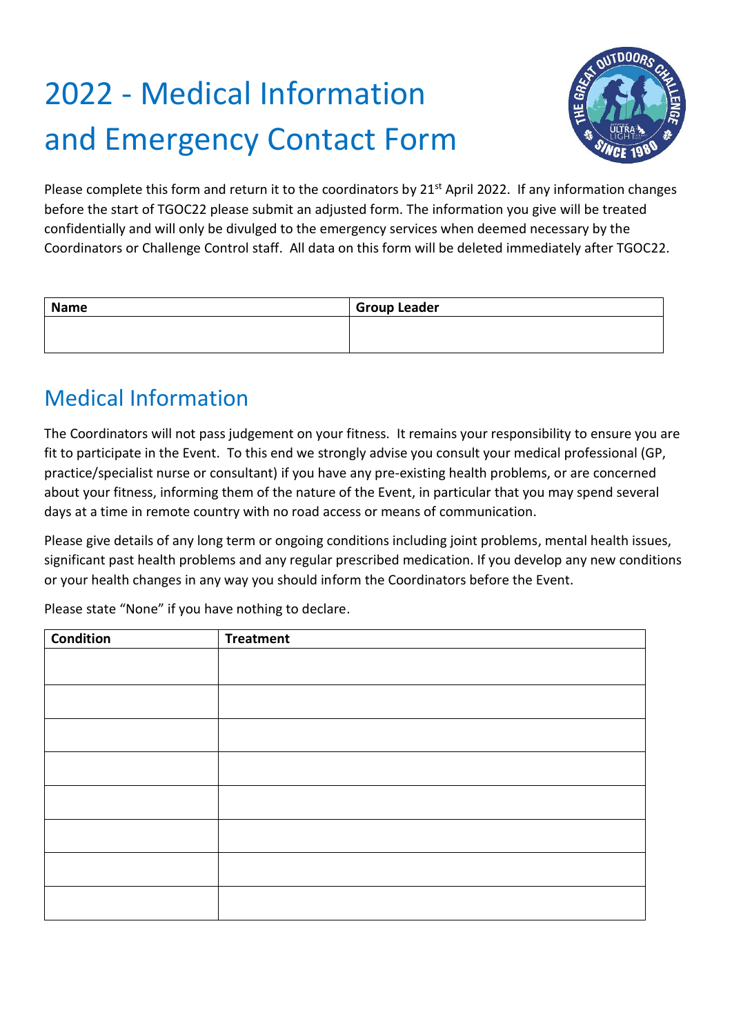# 2022 - Medical Information and Emergency Contact Form

Please complete this form and return it to the coordinators by 21st April 2022. If any information changes before the start of TGOC22 please submit an adjusted form. The information you give will be treated confidentially and will only be divulged to the emergency services when deemed necessary by the Coordinators or Challenge Control staff. All data on this form will be deleted immediately after TGOC22.

| Name | Group Leader |
| --- | --- |
| | |

## Medical Information

The Coordinators will not pass judgement on your fitness. It remains your responsibility to ensure you are fit to participate in the Event. To this end we strongly advise you consult your medical professional (GP, practice/specialist nurse or consultant) if you have any pre-existing health problems, or are concerned about your fitness, informing them of the nature of the Event, in particular that you may spend several days at a time in remote country with no road access or means of communication.

Please give details of any long term or ongoing conditions including joint problems, mental health issues, significant past health problems and any regular prescribed medication. If you develop any new conditions or your health changes in any way you should inform the Coordinators before the Event.

Please state "None" if you have nothing to declare.

| Condition | Treatment |
| --- | --- |
| | |
| | |
| | |
| | |
| | |
| | |
| | |
| | |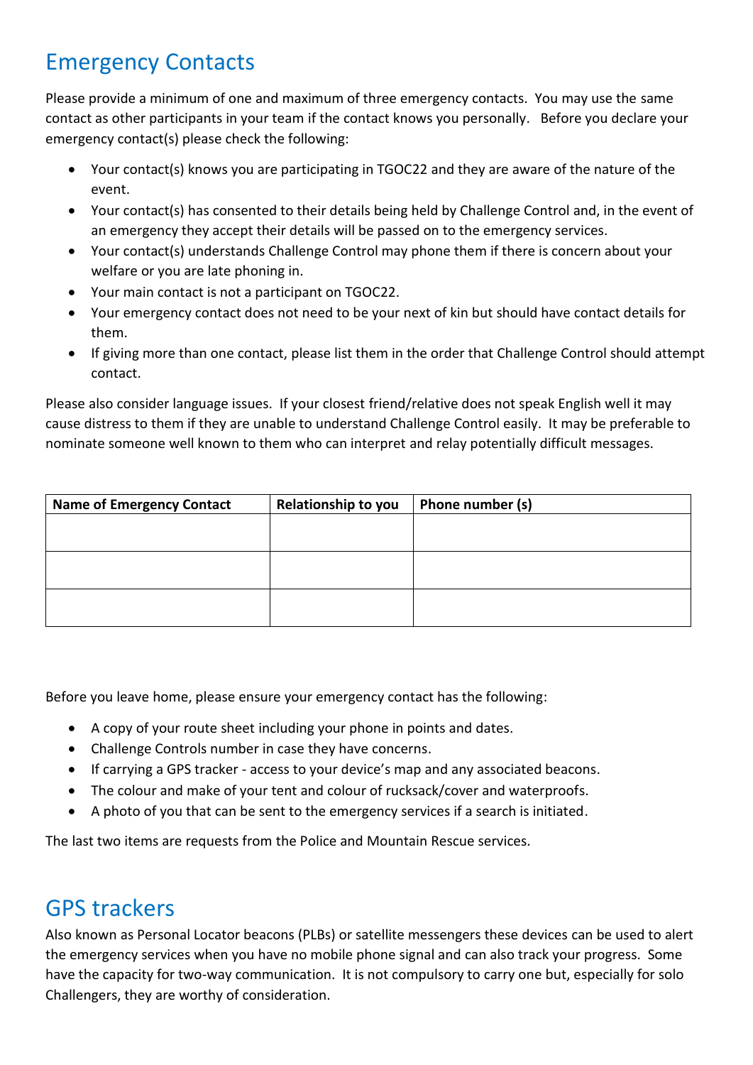## Emergency Contacts

Please provide a minimum of one and maximum of three emergency contacts. You may use the same contact as other participants in your team if the contact knows you personally. Before you declare your emergency contact(s) please check the following:

- Your contact(s) knows you are participating in TGOC22 and they are aware of the nature of the event.
- Your contact(s) has consented to their details being held by Challenge Control and, in the event of an emergency they accept their details will be passed on to the emergency services.
- Your contact(s) understands Challenge Control may phone them if there is concern about your welfare or you are late phoning in.
- Your main contact is not a participant on TGOC22.
- Your emergency contact does not need to be your next of kin but should have contact details for them.
- If giving more than one contact, please list them in the order that Challenge Control should attempt contact.

Please also consider language issues. If your closest friend/relative does not speak English well it may cause distress to them if they are unable to understand Challenge Control easily. It may be preferable to nominate someone well known to them who can interpret and relay potentially difficult messages.

| Name of Emergency Contact | Relationship to you | Phone number (s) |
|---|---|---|
| | | |
| | | |
| | | |

Before you leave home, please ensure your emergency contact has the following:

- A copy of your route sheet including your phone in points and dates.
- Challenge Controls number in case they have concerns.
- If carrying a GPS tracker - access to your device's map and any associated beacons.
- The colour and make of your tent and colour of rucksack/cover and waterproofs.
- A photo of you that can be sent to the emergency services if a search is initiated.

The last two items are requests from the Police and Mountain Rescue services.

## GPS trackers

Also known as Personal Locator beacons (PLBs) or satellite messengers these devices can be used to alert the emergency services when you have no mobile phone signal and can also track your progress. Some have the capacity for two-way communication. It is not compulsory to carry one but, especially for solo Challengers, they are worthy of consideration.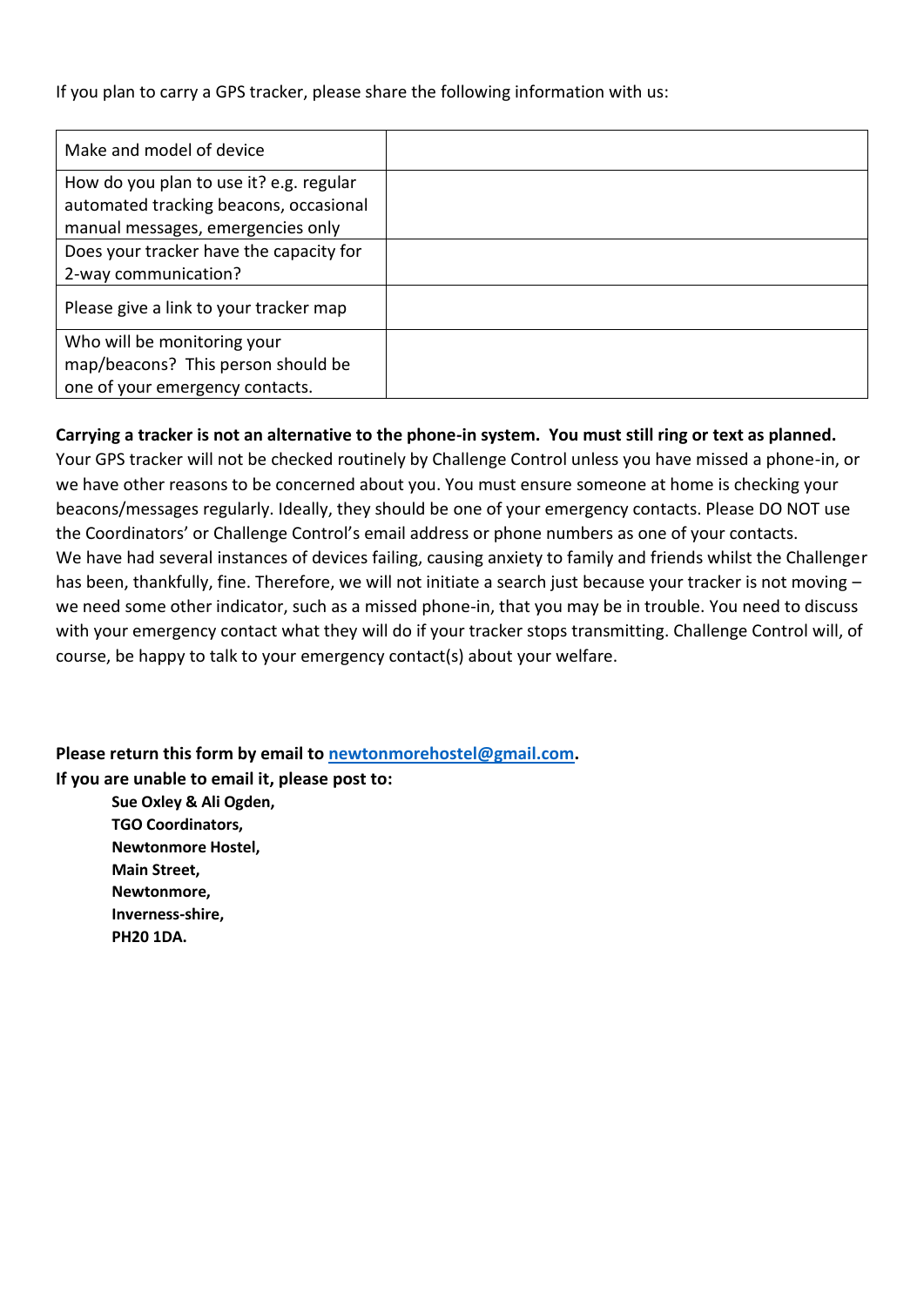If you plan to carry a GPS tracker, please share the following information with us:

| | |
|---|---|
| Make and model of device | |
| How do you plan to use it? e.g. regular automated tracking beacons, occasional manual messages, emergencies only | |
| Does your tracker have the capacity for 2-way communication? | |
| Please give a link to your tracker map | |
| Who will be monitoring your map/beacons? This person should be one of your emergency contacts. | |

**Carrying a tracker is not an alternative to the phone-in system. You must still ring or text as planned.**
Your GPS tracker will not be checked routinely by Challenge Control unless you have missed a phone-in, or we have other reasons to be concerned about you. You must ensure someone at home is checking your beacons/messages regularly. Ideally, they should be one of your emergency contacts. Please DO NOT use the Coordinators' or Challenge Control's email address or phone numbers as one of your contacts.
We have had several instances of devices failing, causing anxiety to family and friends whilst the Challenger has been, thankfully, fine. Therefore, we will not initiate a search just because your tracker is not moving – we need some other indicator, such as a missed phone-in, that you may be in trouble. You need to discuss with your emergency contact what they will do if your tracker stops transmitting. Challenge Control will, of course, be happy to talk to your emergency contact(s) about your welfare.

**Please return this form by email to [newtonmorehostel@gmail.com](mailto:newtonmorehostel@gmail.com).**
**If you are unable to email it, please post to:**

**Sue Oxley & Ali Ogden,**
**TGO Coordinators,**
**Newtonmore Hostel,**
**Main Street,**
**Newtonmore,**
**Inverness-shire,**
**PH20 1DA.**